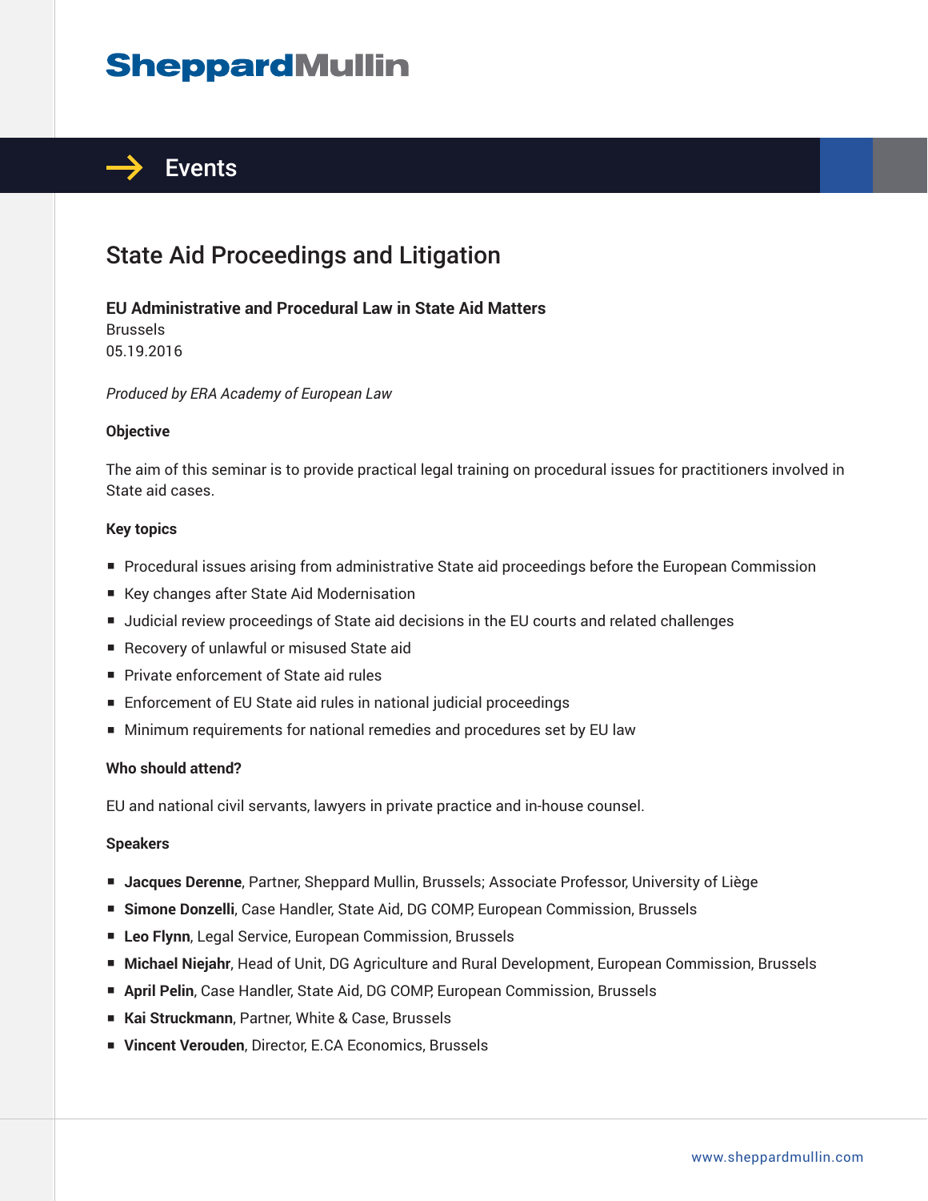# SheppardMullin

## Events

# State Aid Proceedings and Litigation

**EU Administrative and Procedural Law in State Aid Matters**
Brussels
05.19.2016

*Produced by ERA Academy of European Law*

**Objective**

The aim of this seminar is to provide practical legal training on procedural issues for practitioners involved in State aid cases.

**Key topics**

- Procedural issues arising from administrative State aid proceedings before the European Commission
- Key changes after State Aid Modernisation
- Judicial review proceedings of State aid decisions in the EU courts and related challenges
- Recovery of unlawful or misused State aid
- Private enforcement of State aid rules
- Enforcement of EU State aid rules in national judicial proceedings
- Minimum requirements for national remedies and procedures set by EU law

**Who should attend?**

EU and national civil servants, lawyers in private practice and in-house counsel.

**Speakers**

- **Jacques Derenne**, Partner, Sheppard Mullin, Brussels; Associate Professor, University of Liège
- **Simone Donzelli**, Case Handler, State Aid, DG COMP, European Commission, Brussels
- **Leo Flynn**, Legal Service, European Commission, Brussels
- **Michael Niejahr**, Head of Unit, DG Agriculture and Rural Development, European Commission, Brussels
- **April Pelin**, Case Handler, State Aid, DG COMP, European Commission, Brussels
- **Kai Struckmann**, Partner, White & Case, Brussels
- **Vincent Verouden**, Director, E.CA Economics, Brussels

www.sheppardmullin.com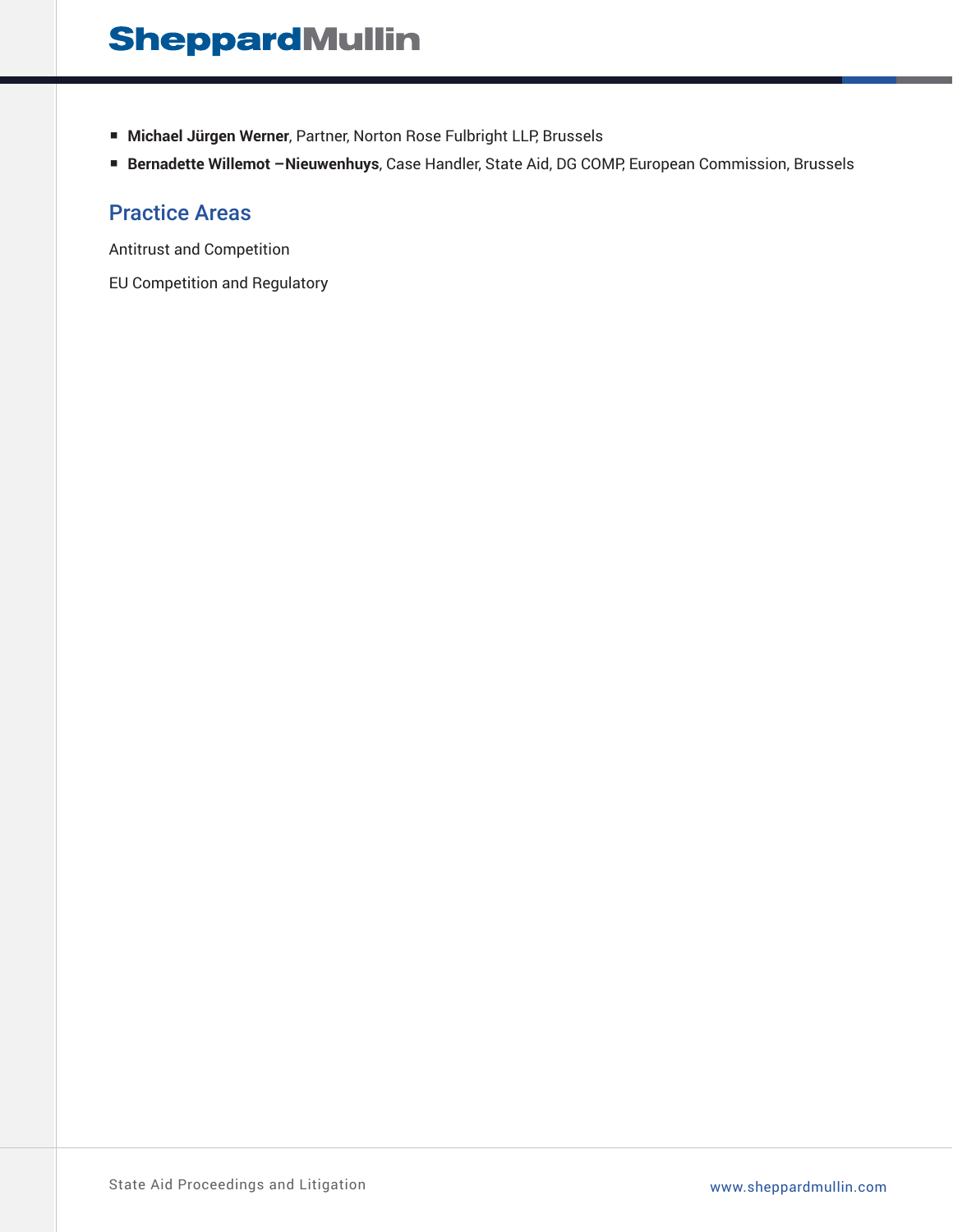- **Michael Jürgen Werner**, Partner, Norton Rose Fulbright LLP, Brussels
- **Bernadette Willemot –Nieuwenhuys**, Case Handler, State Aid, DG COMP, European Commission, Brussels

## Practice Areas

Antitrust and Competition

EU Competition and Regulatory